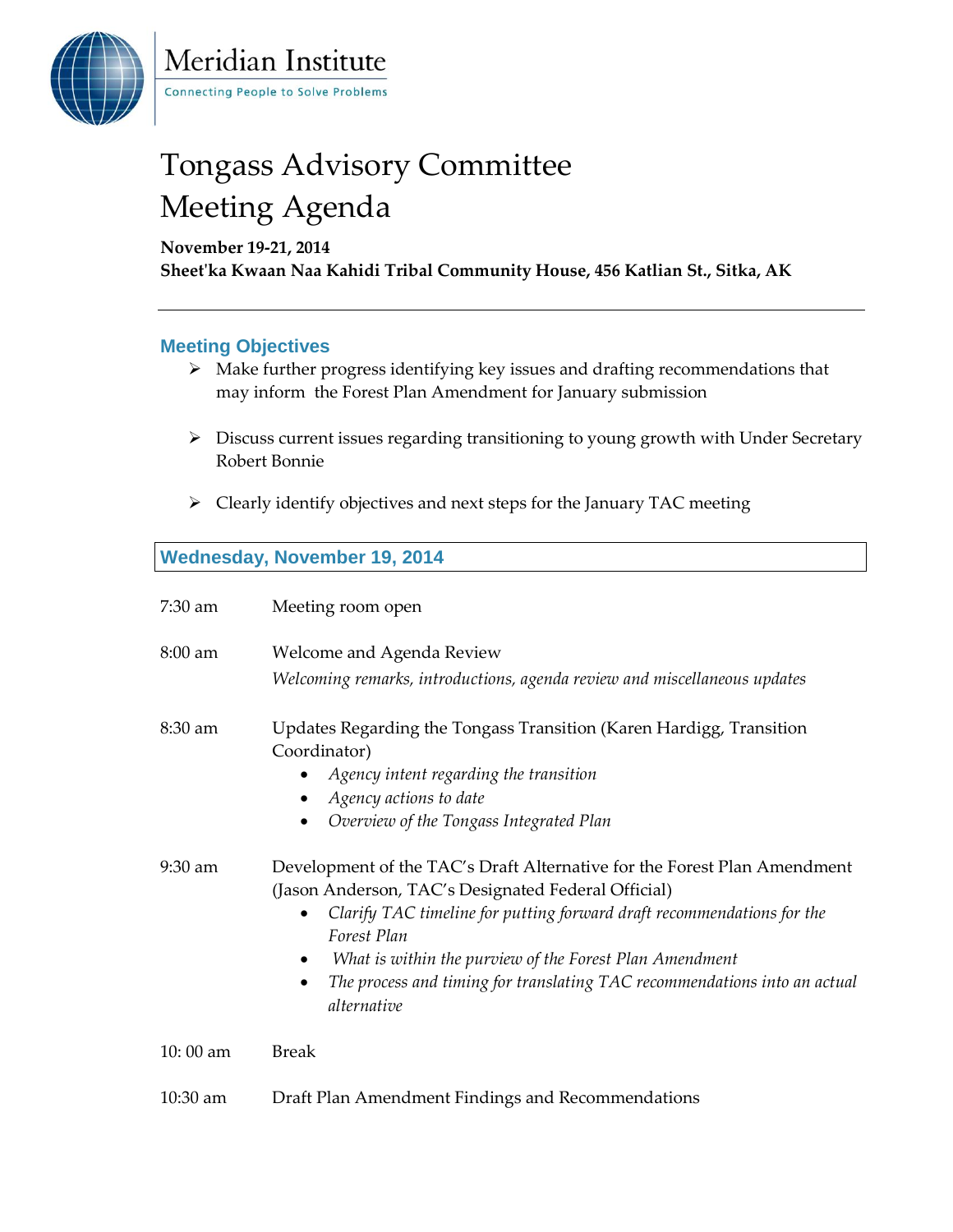Meridian Institute

Connecting People to Solve Problems

# Tongass Advisory Committee
# Meeting Agenda

**November 19-21, 2014**
**Sheet'ka Kwaan Naa Kahidi Tribal Community House, 456 Katlian St., Sitka, AK**

---

## Meeting Objectives

- Make further progress identifying key issues and drafting recommendations that may inform the Forest Plan Amendment for January submission
- Discuss current issues regarding transitioning to young growth with Under Secretary Robert Bonnie
- Clearly identify objectives and next steps for the January TAC meeting

## Wednesday, November 19, 2014

7:30 am — Meeting room open

8:00 am — Welcome and Agenda Review
*Welcoming remarks, introductions, agenda review and miscellaneous updates*

8:30 am — Updates Regarding the Tongass Transition (Karen Hardigg, Transition Coordinator)
- *Agency intent regarding the transition*
- *Agency actions to date*
- *Overview of the Tongass Integrated Plan*

9:30 am — Development of the TAC's Draft Alternative for the Forest Plan Amendment (Jason Anderson, TAC's Designated Federal Official)
- *Clarify TAC timeline for putting forward draft recommendations for the Forest Plan*
- *What is within the purview of the Forest Plan Amendment*
- *The process and timing for translating TAC recommendations into an actual alternative*

10: 00 am — Break

10:30 am — Draft Plan Amendment Findings and Recommendations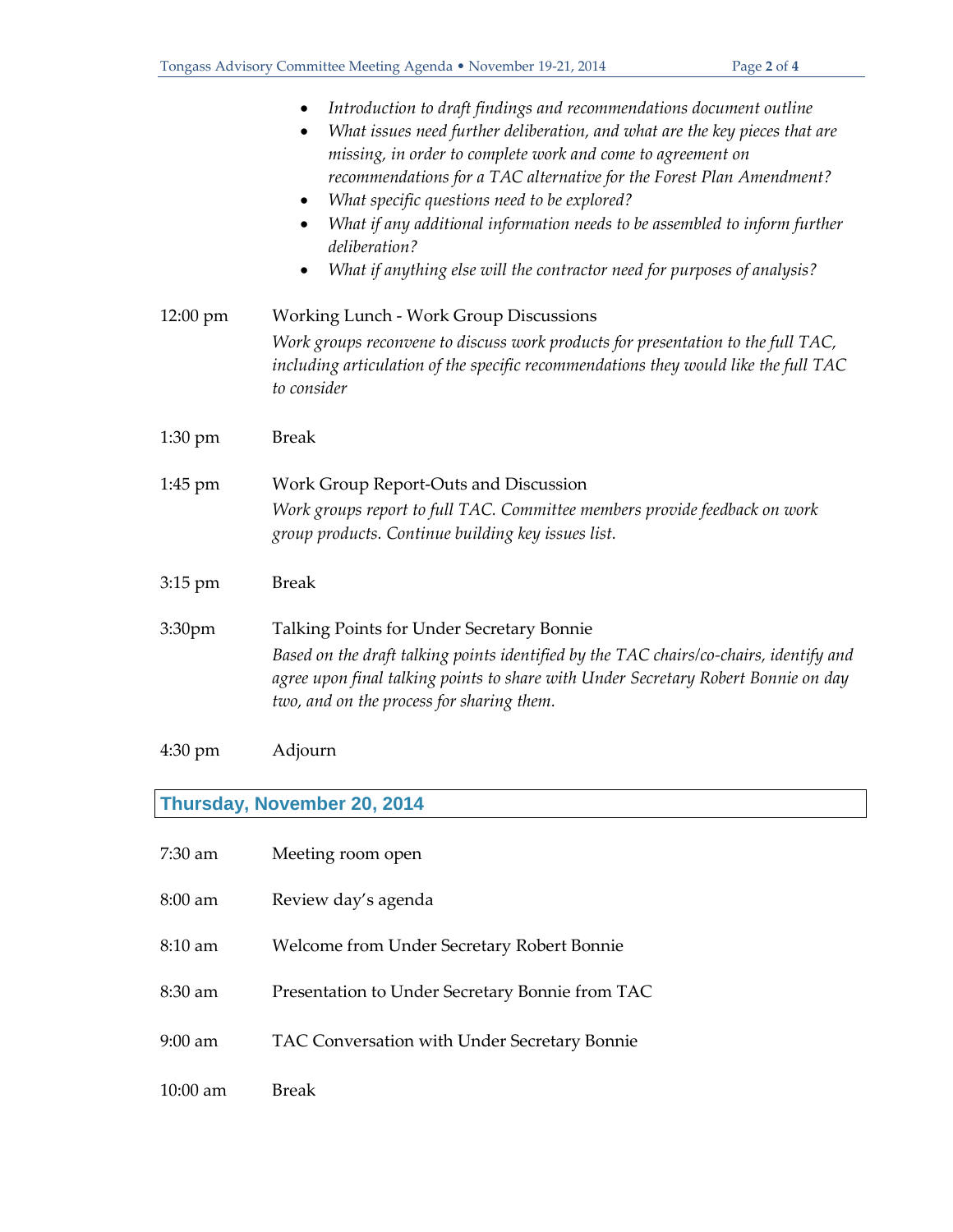- *Introduction to draft findings and recommendations document outline*
- *What issues need further deliberation, and what are the key pieces that are missing, in order to complete work and come to agreement on recommendations for a TAC alternative for the Forest Plan Amendment?*
- *What specific questions need to be explored?*
- *What if any additional information needs to be assembled to inform further deliberation?*
- *What if anything else will the contractor need for purposes of analysis?*

12:00 pm — Working Lunch - Work Group Discussions
*Work groups reconvene to discuss work products for presentation to the full TAC, including articulation of the specific recommendations they would like the full TAC to consider*

1:30 pm — Break

1:45 pm — Work Group Report-Outs and Discussion
*Work groups report to full TAC. Committee members provide feedback on work group products. Continue building key issues list.*

3:15 pm — Break

3:30pm — Talking Points for Under Secretary Bonnie
*Based on the draft talking points identified by the TAC chairs/co-chairs, identify and agree upon final talking points to share with Under Secretary Robert Bonnie on day two, and on the process for sharing them.*

4:30 pm — Adjourn

## Thursday, November 20, 2014

7:30 am — Meeting room open

8:00 am — Review day's agenda

8:10 am — Welcome from Under Secretary Robert Bonnie

8:30 am — Presentation to Under Secretary Bonnie from TAC

9:00 am — TAC Conversation with Under Secretary Bonnie

10:00 am — Break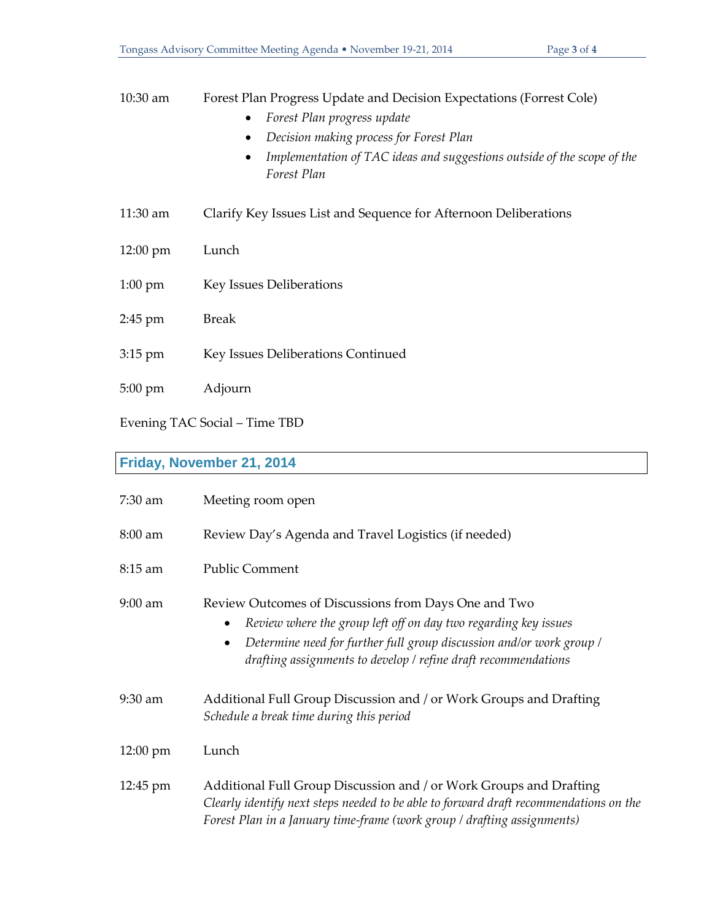10:30 am Forest Plan Progress Update and Decision Expectations (Forrest Cole)

- *Forest Plan progress update*
- *Decision making process for Forest Plan*
- *Implementation of TAC ideas and suggestions outside of the scope of the Forest Plan*

11:30 am Clarify Key Issues List and Sequence for Afternoon Deliberations

12:00 pm Lunch

1:00 pm Key Issues Deliberations

2:45 pm Break

3:15 pm Key Issues Deliberations Continued

5:00 pm Adjourn

Evening TAC Social – Time TBD

## Friday, November 21, 2014

7:30 am Meeting room open

8:00 am Review Day's Agenda and Travel Logistics (if needed)

8:15 am Public Comment

9:00 am Review Outcomes of Discussions from Days One and Two

- *Review where the group left off on day two regarding key issues*
- *Determine need for further full group discussion and/or work group / drafting assignments to develop / refine draft recommendations*

9:30 am Additional Full Group Discussion and / or Work Groups and Drafting
*Schedule a break time during this period*

12:00 pm Lunch

12:45 pm Additional Full Group Discussion and / or Work Groups and Drafting
*Clearly identify next steps needed to be able to forward draft recommendations on the Forest Plan in a January time-frame (work group / drafting assignments)*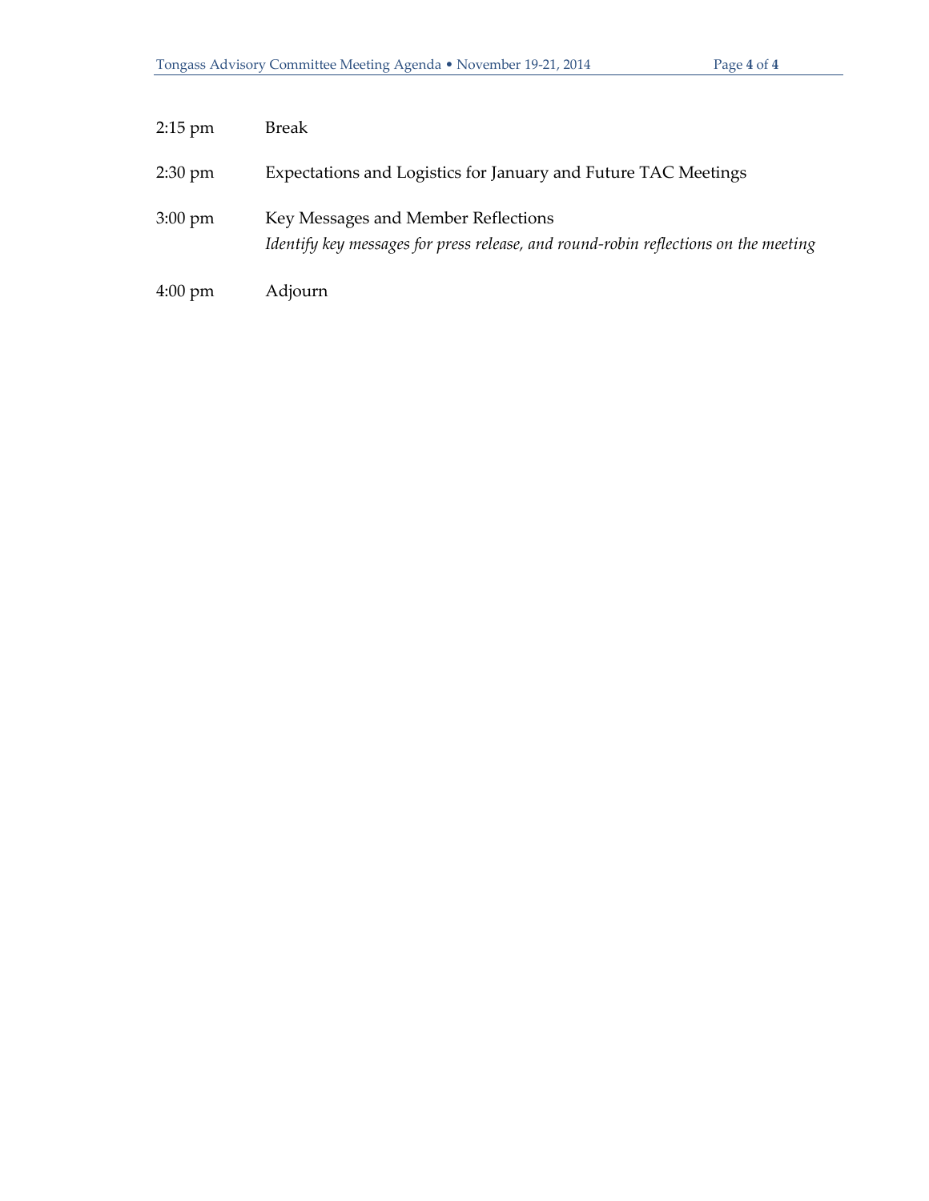| | |
| --- | --- |
| 2:15 pm | Break |
| 2:30 pm | Expectations and Logistics for January and Future TAC Meetings |
| 3:00 pm | Key Messages and Member Reflections<br>*Identify key messages for press release, and round-robin reflections on the meeting* |
| 4:00 pm | Adjourn |